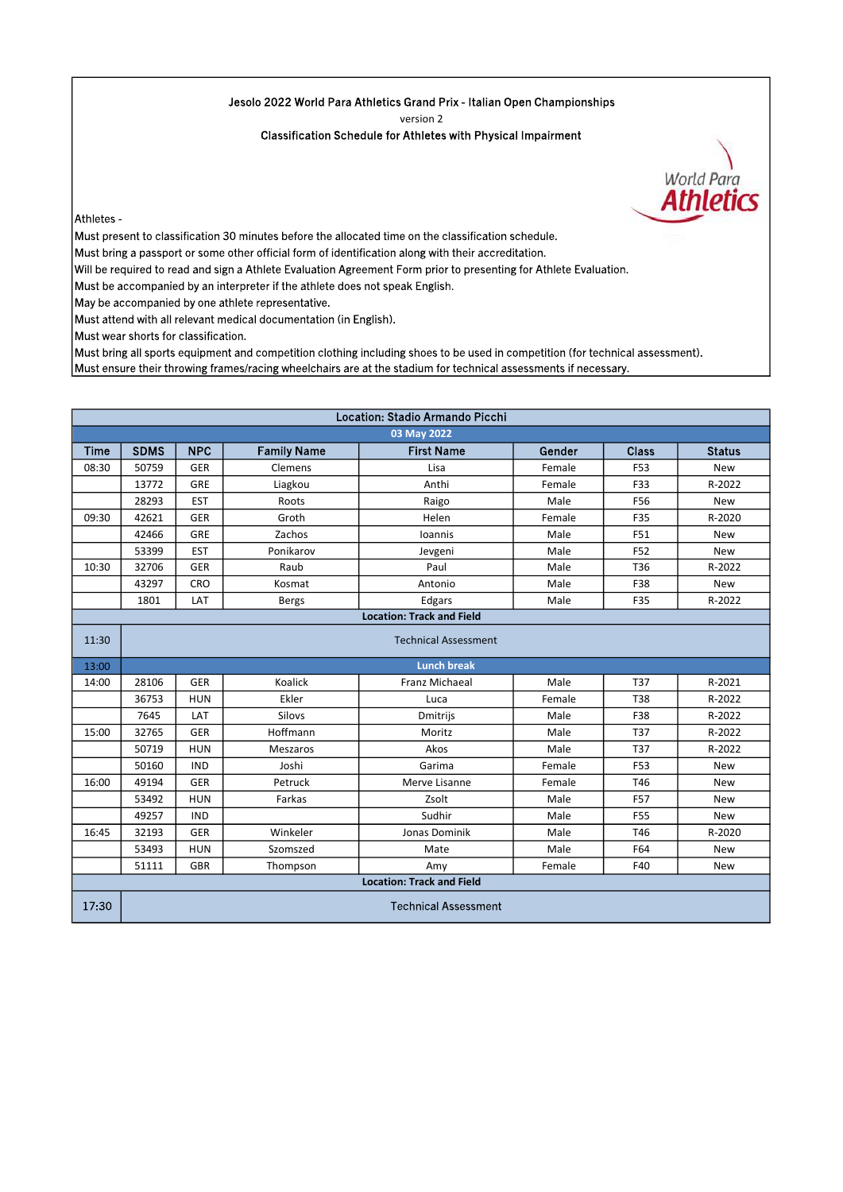Jesolo 2022 World Para Athletics Grand Prix - Italian Open Championships

version 2

Classification Schedule for Athletes with Physical Impairment

World Para Athletics

Athletes -

Must present to classification 30 minutes before the allocated time on the classification schedule.
Must bring a passport or some other official form of identification along with their accreditation.
Will be required to read and sign a Athlete Evaluation Agreement Form prior to presenting for Athlete Evaluation.
Must be accompanied by an interpreter if the athlete does not speak English.
May be accompanied by one athlete representative.
Must attend with all relevant medical documentation (in English).
Must wear shorts for classification.
Must bring all sports equipment and competition clothing including shoes to be used in competition (for technical assessment).
Must ensure their throwing frames/racing wheelchairs are at the stadium for technical assessments if necessary.

**Location: Stadio Armando Picchi**

**03 May 2022**

| Time | SDMS | NPC | Family Name | First Name | Gender | Class | Status |
|---|---|---|---|---|---|---|---|
| 08:30 | 50759 | GER | Clemens | Lisa | Female | F53 | New |
| | 13772 | GRE | Liagkou | Anthi | Female | F33 | R-2022 |
| | 28293 | EST | Roots | Raigo | Male | F56 | New |
| 09:30 | 42621 | GER | Groth | Helen | Female | F35 | R-2020 |
| | 42466 | GRE | Zachos | Ioannis | Male | F51 | New |
| | 53399 | EST | Ponikarov | Jevgeni | Male | F52 | New |
| 10:30 | 32706 | GER | Raub | Paul | Male | T36 | R-2022 |
| | 43297 | CRO | Kosmat | Antonio | Male | F38 | New |
| | 1801 | LAT | Bergs | Edgars | Male | F35 | R-2022 |
| **Location: Track and Field** | | | | | | | |
| 11:30 | Technical Assessment | | | | | | |
| 13:00 | **Lunch break** | | | | | | |
| 14:00 | 28106 | GER | Koalick | Franz Michaeal | Male | T37 | R-2021 |
| | 36753 | HUN | Ekler | Luca | Female | T38 | R-2022 |
| | 7645 | LAT | Silovs | Dmitrijs | Male | F38 | R-2022 |
| 15:00 | 32765 | GER | Hoffmann | Moritz | Male | T37 | R-2022 |
| | 50719 | HUN | Meszaros | Akos | Male | T37 | R-2022 |
| | 50160 | IND | Joshi | Garima | Female | F53 | New |
| 16:00 | 49194 | GER | Petruck | Merve Lisanne | Female | T46 | New |
| | 53492 | HUN | Farkas | Zsolt | Male | F57 | New |
| | 49257 | IND | | Sudhir | Male | F55 | New |
| 16:45 | 32193 | GER | Winkeler | Jonas Dominik | Male | T46 | R-2020 |
| | 53493 | HUN | Szomszed | Mate | Male | F64 | New |
| | 51111 | GBR | Thompson | Amy | Female | F40 | New |
| **Location: Track and Field** | | | | | | | |
| 17:30 | Technical Assessment | | | | | | |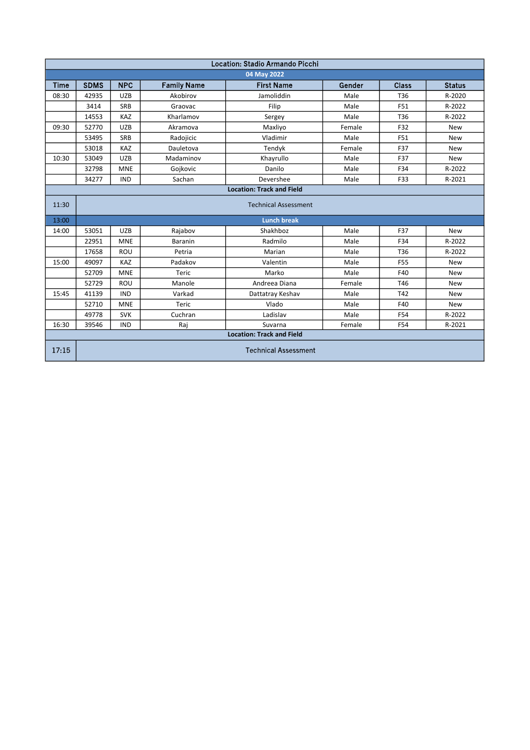| Location: Stadio Armando Picchi | | | | | | | |
|---|---|---|---|---|---|---|---|
| 04 May 2022 | | | | | | | |
| Time | SDMS | NPC | Family Name | First Name | Gender | Class | Status |
| 08:30 | 42935 | UZB | Akobirov | Jamoliddin | Male | T36 | R-2020 |
| | 3414 | SRB | Graovac | Filip | Male | F51 | R-2022 |
| | 14553 | KAZ | Kharlamov | Sergey | Male | T36 | R-2022 |
| 09:30 | 52770 | UZB | Akramova | Maxliyo | Female | F32 | New |
| | 53495 | SRB | Radojicic | Vladimir | Male | F51 | New |
| | 53018 | KAZ | Dauletova | Tendyk | Female | F37 | New |
| 10:30 | 53049 | UZB | Madaminov | Khayrullo | Male | F37 | New |
| | 32798 | MNE | Gojkovic | Danilo | Male | F34 | R-2022 |
| | 34277 | IND | Sachan | Devershee | Male | F33 | R-2021 |
| Location: Track and Field | | | | | | | |
| 11:30 | Technical Assessment | | | | | | |
| 13:00 | Lunch break | | | | | | |
| 14:00 | 53051 | UZB | Rajabov | Shakhboz | Male | F37 | New |
| | 22951 | MNE | Baranin | Radmilo | Male | F34 | R-2022 |
| | 17658 | ROU | Petria | Marian | Male | T36 | R-2022 |
| 15:00 | 49097 | KAZ | Padakov | Valentin | Male | F55 | New |
| | 52709 | MNE | Teric | Marko | Male | F40 | New |
| | 52729 | ROU | Manole | Andreea Diana | Female | T46 | New |
| 15:45 | 41139 | IND | Varkad | Dattatray Keshav | Male | T42 | New |
| | 52710 | MNE | Teric | Vlado | Male | F40 | New |
| | 49778 | SVK | Cuchran | Ladislav | Male | F54 | R-2022 |
| 16:30 | 39546 | IND | Raj | Suvarna | Female | F54 | R-2021 |
| Location: Track and Field | | | | | | | |
| 17:15 | Technical Assessment | | | | | | |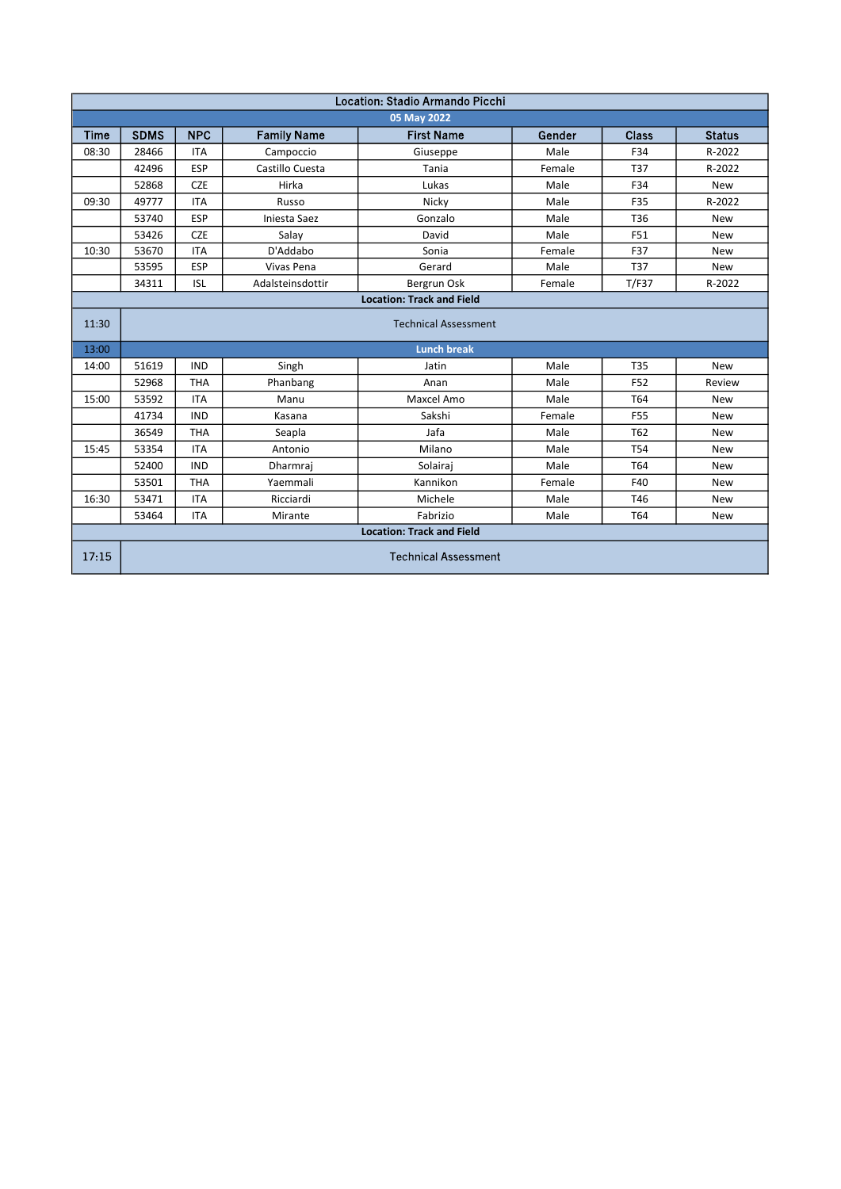| Location: Stadio Armando Picchi | | | | | | | |
|---|---|---|---|---|---|---|---|
| 05 May 2022 | | | | | | | |
| Time | SDMS | NPC | Family Name | First Name | Gender | Class | Status |
| 08:30 | 28466 | ITA | Campoccio | Giuseppe | Male | F34 | R-2022 |
| | 42496 | ESP | Castillo Cuesta | Tania | Female | T37 | R-2022 |
| | 52868 | CZE | Hirka | Lukas | Male | F34 | New |
| 09:30 | 49777 | ITA | Russo | Nicky | Male | F35 | R-2022 |
| | 53740 | ESP | Iniesta Saez | Gonzalo | Male | T36 | New |
| | 53426 | CZE | Salay | David | Male | F51 | New |
| 10:30 | 53670 | ITA | D'Addabo | Sonia | Female | F37 | New |
| | 53595 | ESP | Vivas Pena | Gerard | Male | T37 | New |
| | 34311 | ISL | Adalsteinsdottir | Bergrun Osk | Female | T/F37 | R-2022 |
| Location: Track and Field | | | | | | | |
| 11:30 | Technical Assessment | | | | | | |
| 13:00 | Lunch break | | | | | | |
| 14:00 | 51619 | IND | Singh | Jatin | Male | T35 | New |
| | 52968 | THA | Phanbang | Anan | Male | F52 | Review |
| 15:00 | 53592 | ITA | Manu | Maxcel Amo | Male | T64 | New |
| | 41734 | IND | Kasana | Sakshi | Female | F55 | New |
| | 36549 | THA | Seapla | Jafa | Male | T62 | New |
| 15:45 | 53354 | ITA | Antonio | Milano | Male | T54 | New |
| | 52400 | IND | Dharmraj | Solairaj | Male | T64 | New |
| | 53501 | THA | Yaemmali | Kannikon | Female | F40 | New |
| 16:30 | 53471 | ITA | Ricciardi | Michele | Male | T46 | New |
| | 53464 | ITA | Mirante | Fabrizio | Male | T64 | New |
| Location: Track and Field | | | | | | | |
| 17:15 | Technical Assessment | | | | | | |